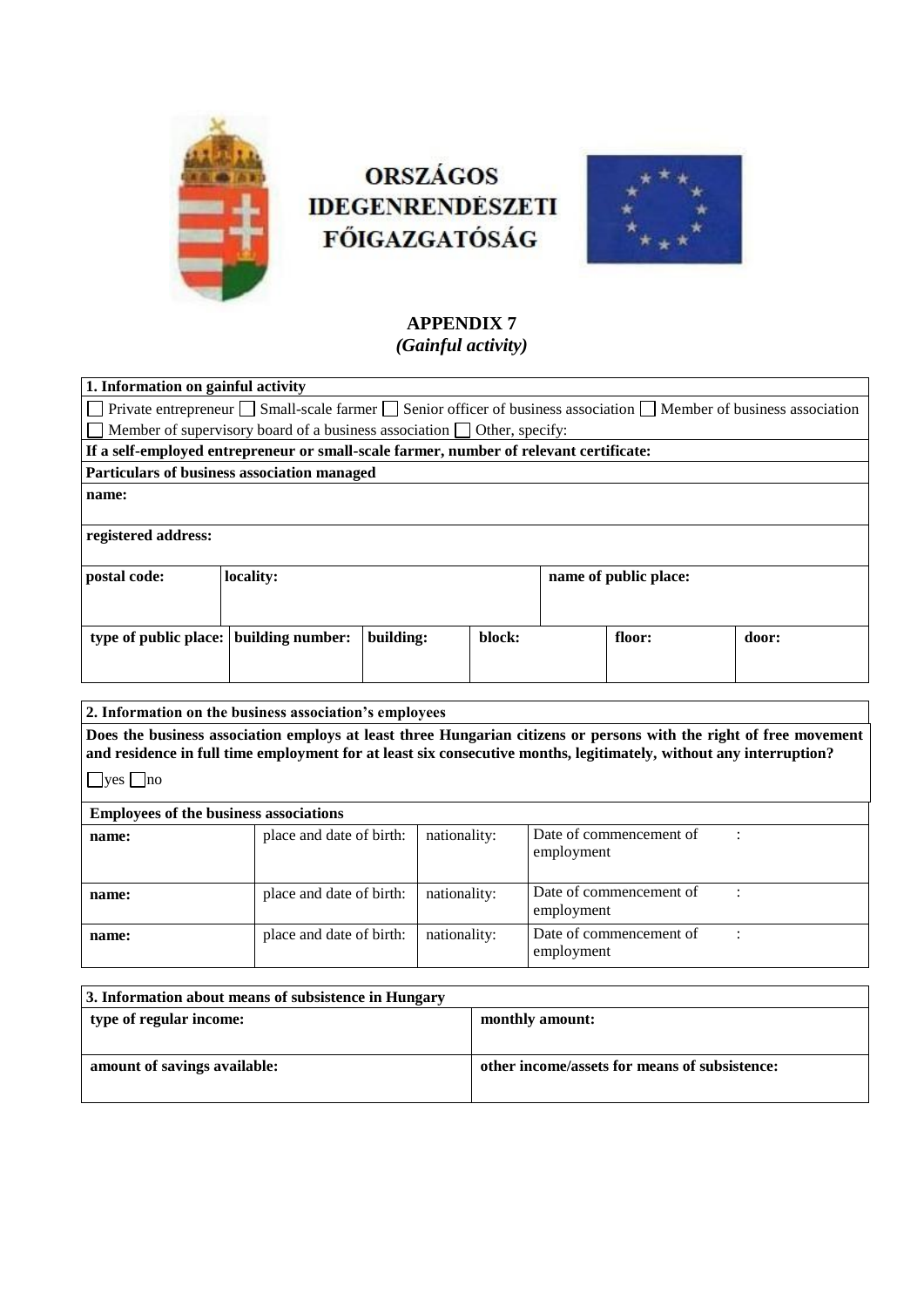**ORSZÁGOS IDEGENRENDÉSZETI FŐIGAZGATÓSÁG**

## APPENDIX 7
*(Gainful activity)*

| **1. Information on gainful activity** | | | | | | |
|---|---|---|---|---|---|---|
| ☐ Private entrepreneur ☐ Small-scale farmer ☐ Senior officer of business association ☐ Member of business association ☐ Member of supervisory board of a business association ☐ Other, specify: | | | | | | |
| **If a self-employed entrepreneur or small-scale farmer, number of relevant certificate:** | | | | | | |
| **Particulars of business association managed** | | | | | | |
| **name:** | | | | | | |
| **registered address:** | | | | | | |
| **postal code:** | **locality:** | | | **name of public place:** | | |
| **type of public place:** | **building number:** | **building:** | **block:** | | **floor:** | **door:** |

| **2. Information on the business association's employees** | | | |
|---|---|---|---|
| **Does the business association employs at least three Hungarian citizens or persons with the right of free movement and residence in full time employment for at least six consecutive months, legitimately, without any interruption?** ☐yes ☐no | | | |
| **Employees of the business associations** | | | |
| **name:** | place and date of birth: | nationality: | Date of commencement of employment : |
| **name:** | place and date of birth: | nationality: | Date of commencement of employment : |
| **name:** | place and date of birth: | nationality: | Date of commencement of employment : |

| **3. Information about means of subsistence in Hungary** | |
|---|---|
| **type of regular income:** | **monthly amount:** |
| **amount of savings available:** | **other income/assets for means of subsistence:** |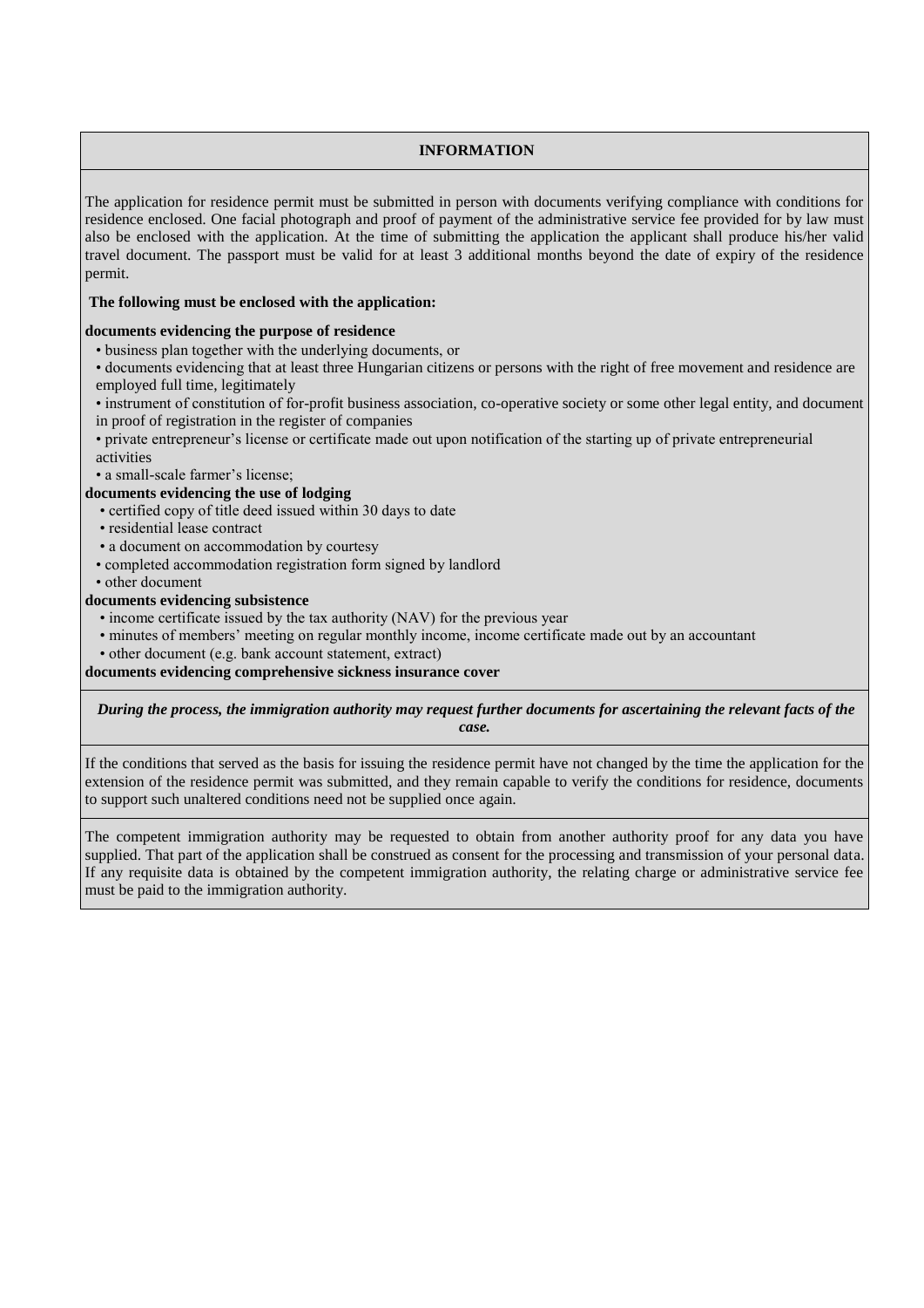## INFORMATION

The application for residence permit must be submitted in person with documents verifying compliance with conditions for residence enclosed. One facial photograph and proof of payment of the administrative service fee provided for by law must also be enclosed with the application. At the time of submitting the application the applicant shall produce his/her valid travel document. The passport must be valid for at least 3 additional months beyond the date of expiry of the residence permit.

**The following must be enclosed with the application:**

**documents evidencing the purpose of residence**

- business plan together with the underlying documents, or
- documents evidencing that at least three Hungarian citizens or persons with the right of free movement and residence are employed full time, legitimately
- instrument of constitution of for-profit business association, co-operative society or some other legal entity, and document in proof of registration in the register of companies
- private entrepreneur's license or certificate made out upon notification of the starting up of private entrepreneurial activities
- a small-scale farmer's license;

**documents evidencing the use of lodging**

- certified copy of title deed issued within 30 days to date
- residential lease contract
- a document on accommodation by courtesy
- completed accommodation registration form signed by landlord
- other document

**documents evidencing subsistence**

- income certificate issued by the tax authority (NAV) for the previous year
- minutes of members' meeting on regular monthly income, income certificate made out by an accountant
- other document (e.g. bank account statement, extract)

**documents evidencing comprehensive sickness insurance cover**

***During the process, the immigration authority may request further documents for ascertaining the relevant facts of the case.***

If the conditions that served as the basis for issuing the residence permit have not changed by the time the application for the extension of the residence permit was submitted, and they remain capable to verify the conditions for residence, documents to support such unaltered conditions need not be supplied once again.

The competent immigration authority may be requested to obtain from another authority proof for any data you have supplied. That part of the application shall be construed as consent for the processing and transmission of your personal data. If any requisite data is obtained by the competent immigration authority, the relating charge or administrative service fee must be paid to the immigration authority.